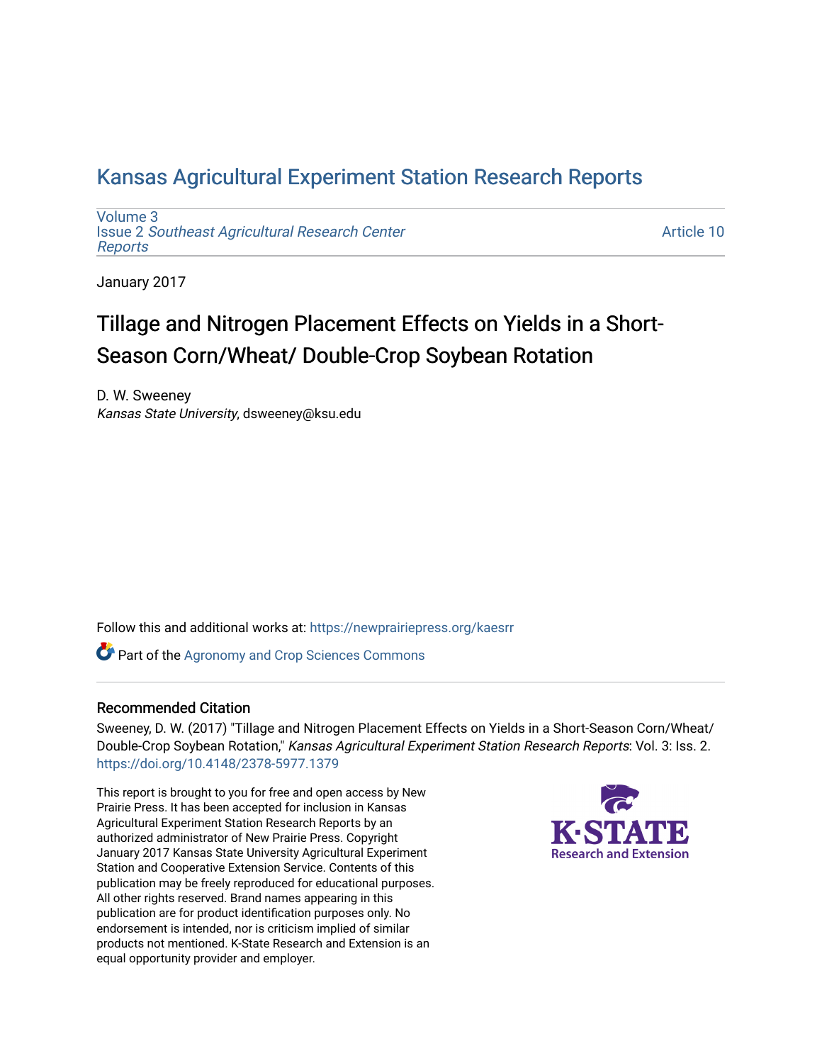# Kansas Agricultural Experiment Station Research Reports

Volume 3
Issue 2 *Southeast Agricultural Research Center Reports*

Article 10

January 2017

## Tillage and Nitrogen Placement Effects on Yields in a Short-Season Corn/Wheat/ Double-Crop Soybean Rotation

D. W. Sweeney
*Kansas State University*, dsweeney@ksu.edu

Follow this and additional works at: https://newprairiepress.org/kaesrr

Part of the Agronomy and Crop Sciences Commons

### Recommended Citation

Sweeney, D. W. (2017) "Tillage and Nitrogen Placement Effects on Yields in a Short-Season Corn/Wheat/ Double-Crop Soybean Rotation," *Kansas Agricultural Experiment Station Research Reports*: Vol. 3: Iss. 2. https://doi.org/10.4148/2378-5977.1379

This report is brought to you for free and open access by New Prairie Press. It has been accepted for inclusion in Kansas Agricultural Experiment Station Research Reports by an authorized administrator of New Prairie Press. Copyright January 2017 Kansas State University Agricultural Experiment Station and Cooperative Extension Service. Contents of this publication may be freely reproduced for educational purposes. All other rights reserved. Brand names appearing in this publication are for product identification purposes only. No endorsement is intended, nor is criticism implied of similar products not mentioned. K-State Research and Extension is an equal opportunity provider and employer.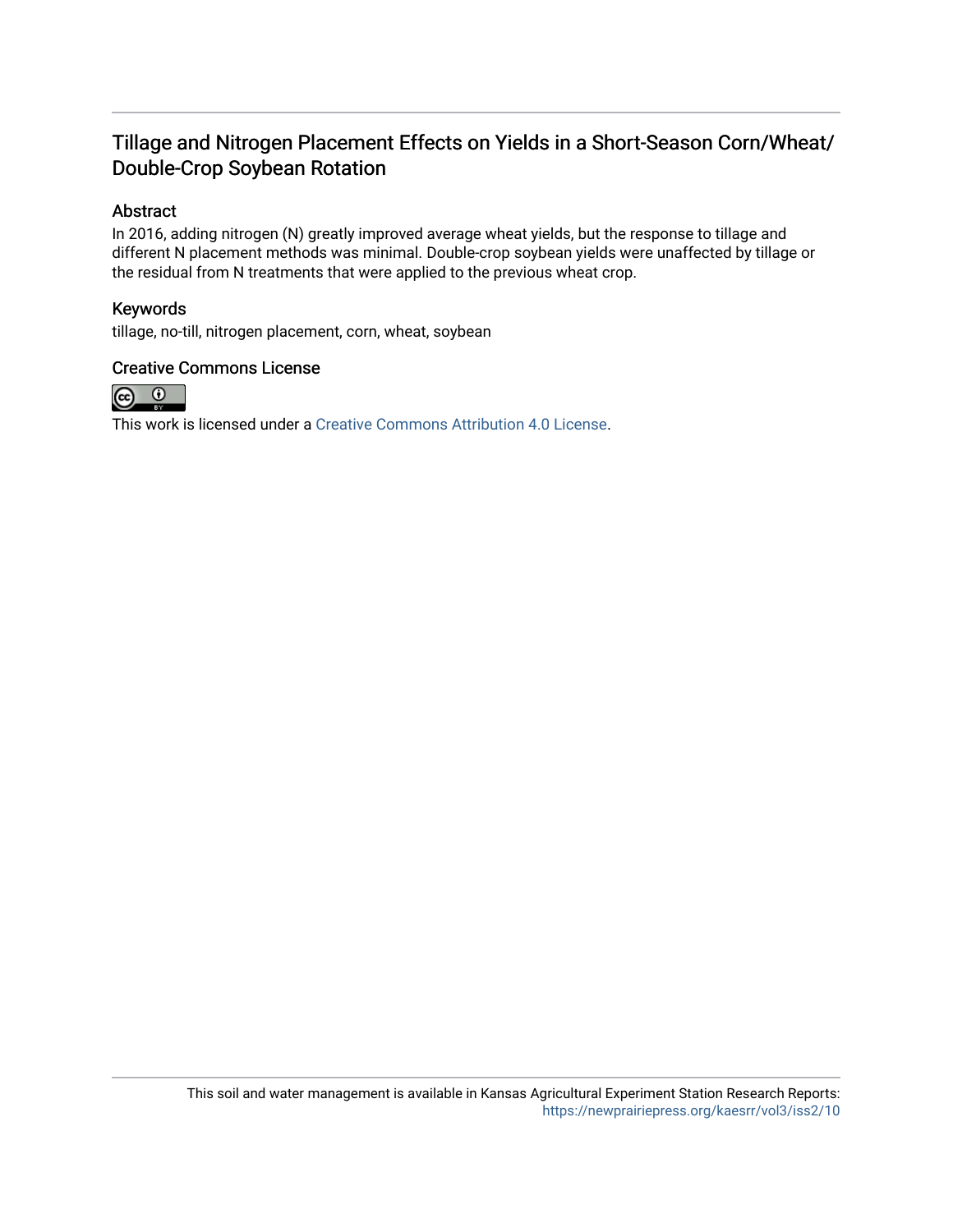## Tillage and Nitrogen Placement Effects on Yields in a Short-Season Corn/Wheat/Double-Crop Soybean Rotation

### Abstract

In 2016, adding nitrogen (N) greatly improved average wheat yields, but the response to tillage and different N placement methods was minimal. Double-crop soybean yields were unaffected by tillage or the residual from N treatments that were applied to the previous wheat crop.

### Keywords

tillage, no-till, nitrogen placement, corn, wheat, soybean

### Creative Commons License

This work is licensed under a Creative Commons Attribution 4.0 License.

This soil and water management is available in Kansas Agricultural Experiment Station Research Reports: https://newprairiepress.org/kaesrr/vol3/iss2/10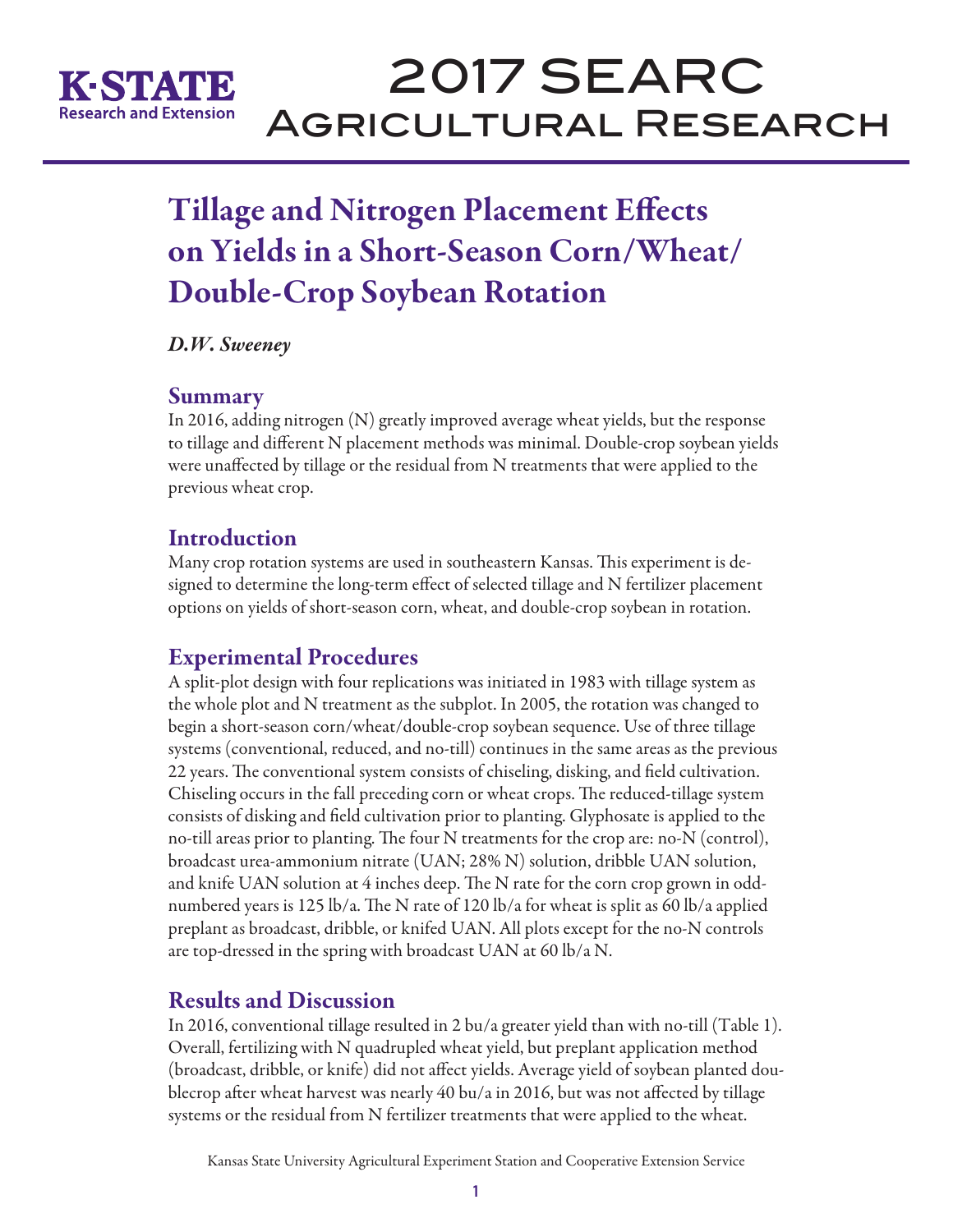# Tillage and Nitrogen Placement Effects on Yields in a Short-Season Corn/Wheat/Double-Crop Soybean Rotation

*D.W. Sweeney*

## Summary

In 2016, adding nitrogen (N) greatly improved average wheat yields, but the response to tillage and different N placement methods was minimal. Double-crop soybean yields were unaffected by tillage or the residual from N treatments that were applied to the previous wheat crop.

## Introduction

Many crop rotation systems are used in southeastern Kansas. This experiment is designed to determine the long-term effect of selected tillage and N fertilizer placement options on yields of short-season corn, wheat, and double-crop soybean in rotation.

## Experimental Procedures

A split-plot design with four replications was initiated in 1983 with tillage system as the whole plot and N treatment as the subplot. In 2005, the rotation was changed to begin a short-season corn/wheat/double-crop soybean sequence. Use of three tillage systems (conventional, reduced, and no-till) continues in the same areas as the previous 22 years. The conventional system consists of chiseling, disking, and field cultivation. Chiseling occurs in the fall preceding corn or wheat crops. The reduced-tillage system consists of disking and field cultivation prior to planting. Glyphosate is applied to the no-till areas prior to planting. The four N treatments for the crop are: no-N (control), broadcast urea-ammonium nitrate (UAN; 28% N) solution, dribble UAN solution, and knife UAN solution at 4 inches deep. The N rate for the corn crop grown in odd-numbered years is 125 lb/a. The N rate of 120 lb/a for wheat is split as 60 lb/a applied preplant as broadcast, dribble, or knifed UAN. All plots except for the no-N controls are top-dressed in the spring with broadcast UAN at 60 lb/a N.

## Results and Discussion

In 2016, conventional tillage resulted in 2 bu/a greater yield than with no-till (Table 1). Overall, fertilizing with N quadrupled wheat yield, but preplant application method (broadcast, dribble, or knife) did not affect yields. Average yield of soybean planted doublecrop after wheat harvest was nearly 40 bu/a in 2016, but was not affected by tillage systems or the residual from N fertilizer treatments that were applied to the wheat.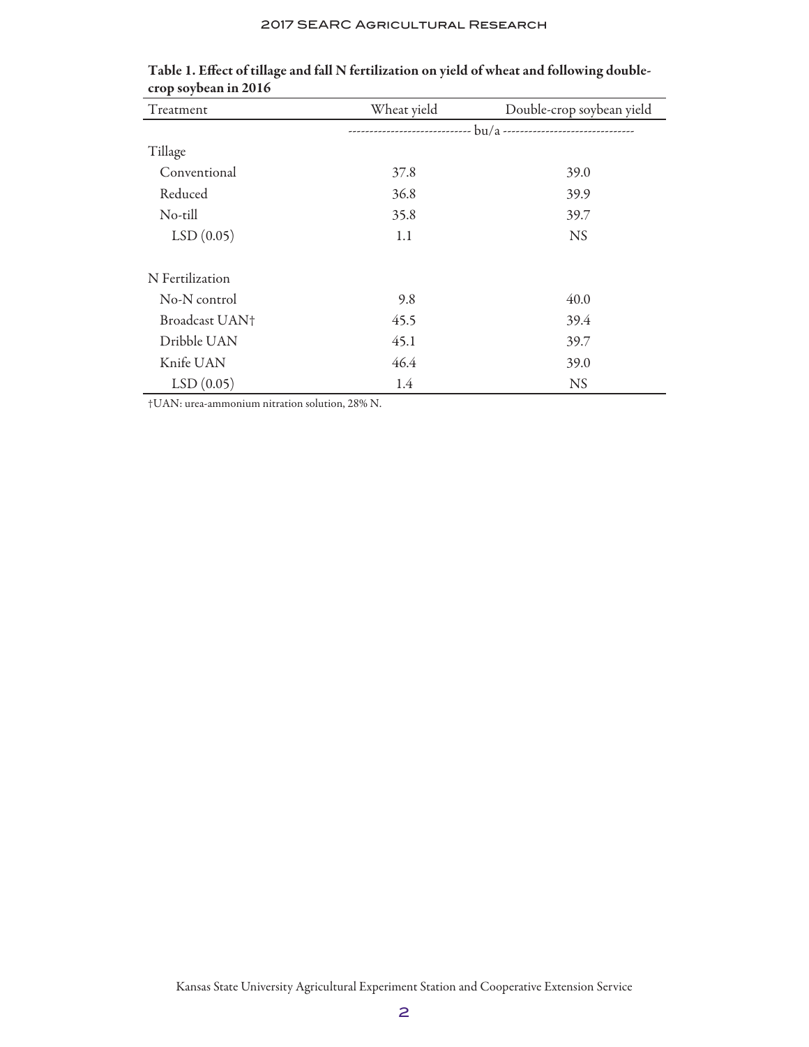**Table 1. Effect of tillage and fall N fertilization on yield of wheat and following double-crop soybean in 2016**

| Treatment | Wheat yield | Double-crop soybean yield |
|---|---|---|
| | ---------- bu/a ---------- | |
| Tillage | | |
| Conventional | 37.8 | 39.0 |
| Reduced | 36.8 | 39.9 |
| No-till | 35.8 | 39.7 |
| LSD (0.05) | 1.1 | NS |
| | | |
| N Fertilization | | |
| No-N control | 9.8 | 40.0 |
| Broadcast UAN† | 45.5 | 39.4 |
| Dribble UAN | 45.1 | 39.7 |
| Knife UAN | 46.4 | 39.0 |
| LSD (0.05) | 1.4 | NS |

†UAN: urea-ammonium nitration solution, 28% N.